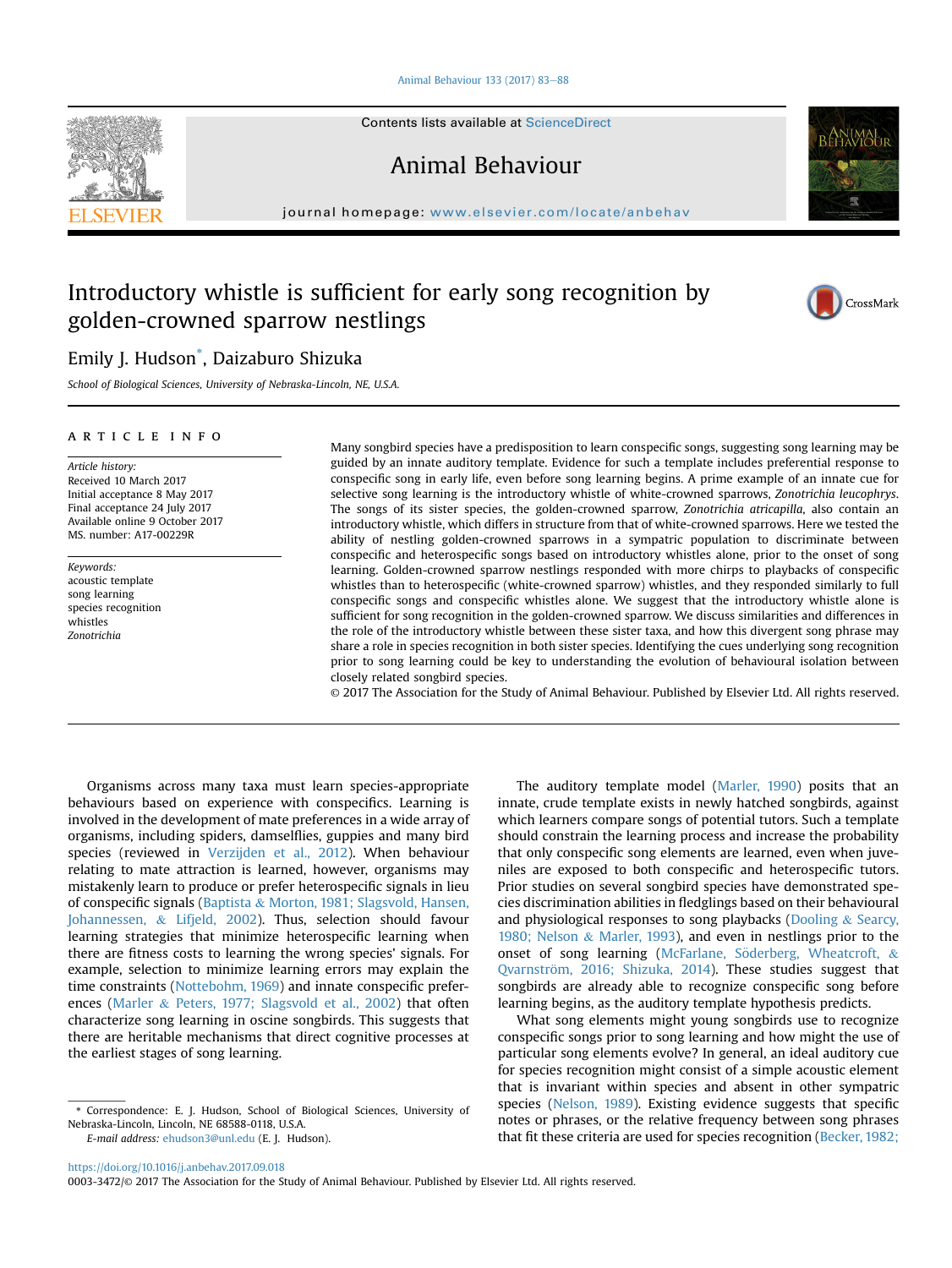# Introductory whistle is sufficient for early song recognition by golden-crowned sparrow nestlings

Emily J. Hudson*, Daizaburo Shizuka

*School of Biological Sciences, University of Nebraska-Lincoln, NE, U.S.A.*

## ARTICLE INFO

*Article history:*
Received 10 March 2017
Initial acceptance 8 May 2017
Final acceptance 24 July 2017
Available online 9 October 2017
MS. number: A17-00229R

*Keywords:*
acoustic template
song learning
species recognition
whistles
*Zonotrichia*

Many songbird species have a predisposition to learn conspecific songs, suggesting song learning may be guided by an innate auditory template. Evidence for such a template includes preferential response to conspecific song in early life, even before song learning begins. A prime example of an innate cue for selective song learning is the introductory whistle of white-crowned sparrows, *Zonotrichia leucophrys*. The songs of its sister species, the golden-crowned sparrow, *Zonotrichia atricapilla*, also contain an introductory whistle, which differs in structure from that of white-crowned sparrows. Here we tested the ability of nestling golden-crowned sparrows in a sympatric population to discriminate between conspecific and heterospecific songs based on introductory whistles alone, prior to the onset of song learning. Golden-crowned sparrow nestlings responded with more chirps to playbacks of conspecific whistles than to heterospecific (white-crowned sparrow) whistles, and they responded similarly to full conspecific songs and conspecific whistles alone. We suggest that the introductory whistle alone is sufficient for song recognition in the golden-crowned sparrow. We discuss similarities and differences in the role of the introductory whistle between these sister taxa, and how this divergent song phrase may share a role in species recognition in both sister species. Identifying the cues underlying song recognition prior to song learning could be key to understanding the evolution of behavioural isolation between closely related songbird species.

© 2017 The Association for the Study of Animal Behaviour. Published by Elsevier Ltd. All rights reserved.

Organisms across many taxa must learn species-appropriate behaviours based on experience with conspecifics. Learning is involved in the development of mate preferences in a wide array of organisms, including spiders, damselflies, guppies and many bird species (reviewed in Verzijden et al., 2012). When behaviour relating to mate attraction is learned, however, organisms may mistakenly learn to produce or prefer heterospecific signals in lieu of conspecific signals (Baptista & Morton, 1981; Slagsvold, Hansen, Johannessen, & Lifjeld, 2002). Thus, selection should favour learning strategies that minimize heterospecific learning when there are fitness costs to learning the wrong species' signals. For example, selection to minimize learning errors may explain the time constraints (Nottebohm, 1969) and innate conspecific preferences (Marler & Peters, 1977; Slagsvold et al., 2002) that often characterize song learning in oscine songbirds. This suggests that there are heritable mechanisms that direct cognitive processes at the earliest stages of song learning.

The auditory template model (Marler, 1990) posits that an innate, crude template exists in newly hatched songbirds, against which learners compare songs of potential tutors. Such a template should constrain the learning process and increase the probability that only conspecific song elements are learned, even when juveniles are exposed to both conspecific and heterospecific tutors. Prior studies on several songbird species have demonstrated species discrimination abilities in fledglings based on their behavioural and physiological responses to song playbacks (Dooling & Searcy, 1980; Nelson & Marler, 1993), and even in nestlings prior to the onset of song learning (McFarlane, Söderberg, Wheatcroft, & Qvarnström, 2016; Shizuka, 2014). These studies suggest that songbirds are already able to recognize conspecific song before learning begins, as the auditory template hypothesis predicts.

What song elements might young songbirds use to recognize conspecific songs prior to song learning and how might the use of particular song elements evolve? In general, an ideal auditory cue for species recognition might consist of a simple acoustic element that is invariant within species and absent in other sympatric species (Nelson, 1989). Existing evidence suggests that specific notes or phrases, or the relative frequency between song phrases that fit these criteria are used for species recognition (Becker, 1982;

* Correspondence: E. J. Hudson, School of Biological Sciences, University of Nebraska-Lincoln, Lincoln, NE 68588-0118, U.S.A.
E-mail address: ehudson3@unl.edu (E. J. Hudson).

https://doi.org/10.1016/j.anbehav.2017.09.018
0003-3472/© 2017 The Association for the Study of Animal Behaviour. Published by Elsevier Ltd. All rights reserved.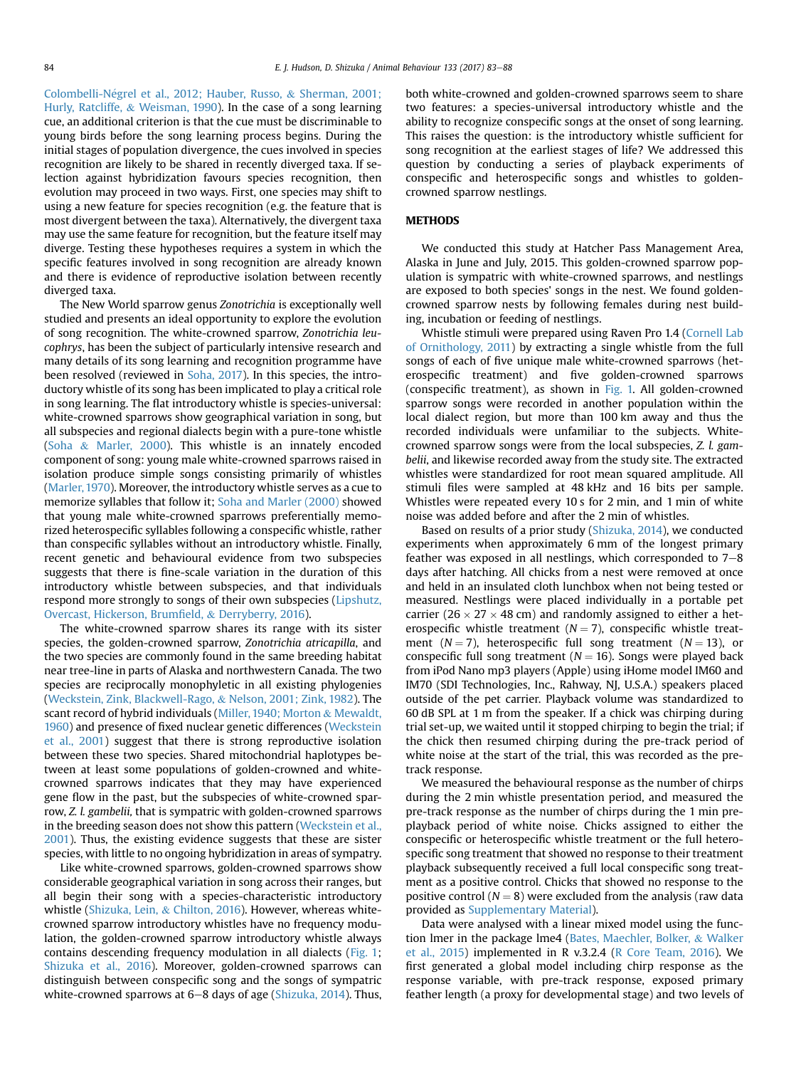Colombelli-Négrel et al., 2012; Hauber, Russo, & Sherman, 2001; Hurly, Ratcliffe, & Weisman, 1990). In the case of a song learning cue, an additional criterion is that the cue must be discriminable to young birds before the song learning process begins. During the initial stages of population divergence, the cues involved in species recognition are likely to be shared in recently diverged taxa. If selection against hybridization favours species recognition, then evolution may proceed in two ways. First, one species may shift to using a new feature for species recognition (e.g. the feature that is most divergent between the taxa). Alternatively, the divergent taxa may use the same feature for recognition, but the feature itself may diverge. Testing these hypotheses requires a system in which the specific features involved in song recognition are already known and there is evidence of reproductive isolation between recently diverged taxa.

The New World sparrow genus *Zonotrichia* is exceptionally well studied and presents an ideal opportunity to explore the evolution of song recognition. The white-crowned sparrow, *Zonotrichia leucophrys*, has been the subject of particularly intensive research and many details of its song learning and recognition programme have been resolved (reviewed in Soha, 2017). In this species, the introductory whistle of its song has been implicated to play a critical role in song learning. The flat introductory whistle is species-universal: white-crowned sparrows show geographical variation in song, but all subspecies and regional dialects begin with a pure-tone whistle (Soha & Marler, 2000). This whistle is an innately encoded component of song: young male white-crowned sparrows raised in isolation produce simple songs consisting primarily of whistles (Marler, 1970). Moreover, the introductory whistle serves as a cue to memorize syllables that follow it; Soha and Marler (2000) showed that young male white-crowned sparrows preferentially memorized heterospecific syllables following a conspecific whistle, rather than conspecific syllables without an introductory whistle. Finally, recent genetic and behavioural evidence from two subspecies suggests that there is fine-scale variation in the duration of this introductory whistle between subspecies, and that individuals respond more strongly to songs of their own subspecies (Lipshutz, Overcast, Hickerson, Brumfield, & Derryberry, 2016).

The white-crowned sparrow shares its range with its sister species, the golden-crowned sparrow, *Zonotrichia atricapilla*, and the two species are commonly found in the same breeding habitat near tree-line in parts of Alaska and northwestern Canada. The two species are reciprocally monophyletic in all existing phylogenies (Weckstein, Zink, Blackwell-Rago, & Nelson, 2001; Zink, 1982). The scant record of hybrid individuals (Miller, 1940; Morton & Mewaldt, 1960) and presence of fixed nuclear genetic differences (Weckstein et al., 2001) suggest that there is strong reproductive isolation between these two species. Shared mitochondrial haplotypes between at least some populations of golden-crowned and white-crowned sparrows indicates that they may have experienced gene flow in the past, but the subspecies of white-crowned sparrow, *Z. l. gambelii*, that is sympatric with golden-crowned sparrows in the breeding season does not show this pattern (Weckstein et al., 2001). Thus, the existing evidence suggests that these are sister species, with little to no ongoing hybridization in areas of sympatry.

Like white-crowned sparrows, golden-crowned sparrows show considerable geographical variation in song across their ranges, but all begin their song with a species-characteristic introductory whistle (Shizuka, Lein, & Chilton, 2016). However, whereas white-crowned sparrow introductory whistles have no frequency modulation, the golden-crowned sparrow introductory whistle always contains descending frequency modulation in all dialects (Fig. 1; Shizuka et al., 2016). Moreover, golden-crowned sparrows can distinguish between conspecific song and the songs of sympatric white-crowned sparrows at 6–8 days of age (Shizuka, 2014). Thus, both white-crowned and golden-crowned sparrows seem to share two features: a species-universal introductory whistle and the ability to recognize conspecific songs at the onset of song learning. This raises the question: is the introductory whistle sufficient for song recognition at the earliest stages of life? We addressed this question by conducting a series of playback experiments of conspecific and heterospecific songs and whistles to golden-crowned sparrow nestlings.

## METHODS

We conducted this study at Hatcher Pass Management Area, Alaska in June and July, 2015. This golden-crowned sparrow population is sympatric with white-crowned sparrows, and nestlings are exposed to both species' songs in the nest. We found golden-crowned sparrow nests by following females during nest building, incubation or feeding of nestlings.

Whistle stimuli were prepared using Raven Pro 1.4 (Cornell Lab of Ornithology, 2011) by extracting a single whistle from the full songs of each of five unique male white-crowned sparrows (heterospecific treatment) and five golden-crowned sparrows (conspecific treatment), as shown in Fig. 1. All golden-crowned sparrow songs were recorded in another population within the local dialect region, but more than 100 km away and thus the recorded individuals were unfamiliar to the subjects. White-crowned sparrow songs were from the local subspecies, *Z. l. gambelii*, and likewise recorded away from the study site. The extracted whistles were standardized for root mean squared amplitude. All stimuli files were sampled at 48 kHz and 16 bits per sample. Whistles were repeated every 10 s for 2 min, and 1 min of white noise was added before and after the 2 min of whistles.

Based on results of a prior study (Shizuka, 2014), we conducted experiments when approximately 6 mm of the longest primary feather was exposed in all nestlings, which corresponded to 7–8 days after hatching. All chicks from a nest were removed at once and held in an insulated cloth lunchbox when not being tested or measured. Nestlings were placed individually in a portable pet carrier ($26 \times 27 \times 48$ cm) and randomly assigned to either a heterospecific whistle treatment ($N = 7$), conspecific whistle treatment ($N = 7$), heterospecific full song treatment ($N = 13$), or conspecific full song treatment ($N = 16$). Songs were played back from iPod Nano mp3 players (Apple) using iHome model IM60 and IM70 (SDI Technologies, Inc., Rahway, NJ, U.S.A.) speakers placed outside of the pet carrier. Playback volume was standardized to 60 dB SPL at 1 m from the speaker. If a chick was chirping during trial set-up, we waited until it stopped chirping to begin the trial; if the chick then resumed chirping during the pre-track period of white noise at the start of the trial, this was recorded as the pre-track response.

We measured the behavioural response as the number of chirps during the 2 min whistle presentation period, and measured the pre-track response as the number of chirps during the 1 min pre-playback period of white noise. Chicks assigned to either the conspecific or heterospecific whistle treatment or the full heterospecific song treatment that showed no response to their treatment playback subsequently received a full local conspecific song treatment as a positive control. Chicks that showed no response to the positive control ($N = 8$) were excluded from the analysis (raw data provided as Supplementary Material).

Data were analysed with a linear mixed model using the function lmer in the package lme4 (Bates, Maechler, Bolker, & Walker et al., 2015) implemented in R v.3.2.4 (R Core Team, 2016). We first generated a global model including chirp response as the response variable, with pre-track response, exposed primary feather length (a proxy for developmental stage) and two levels of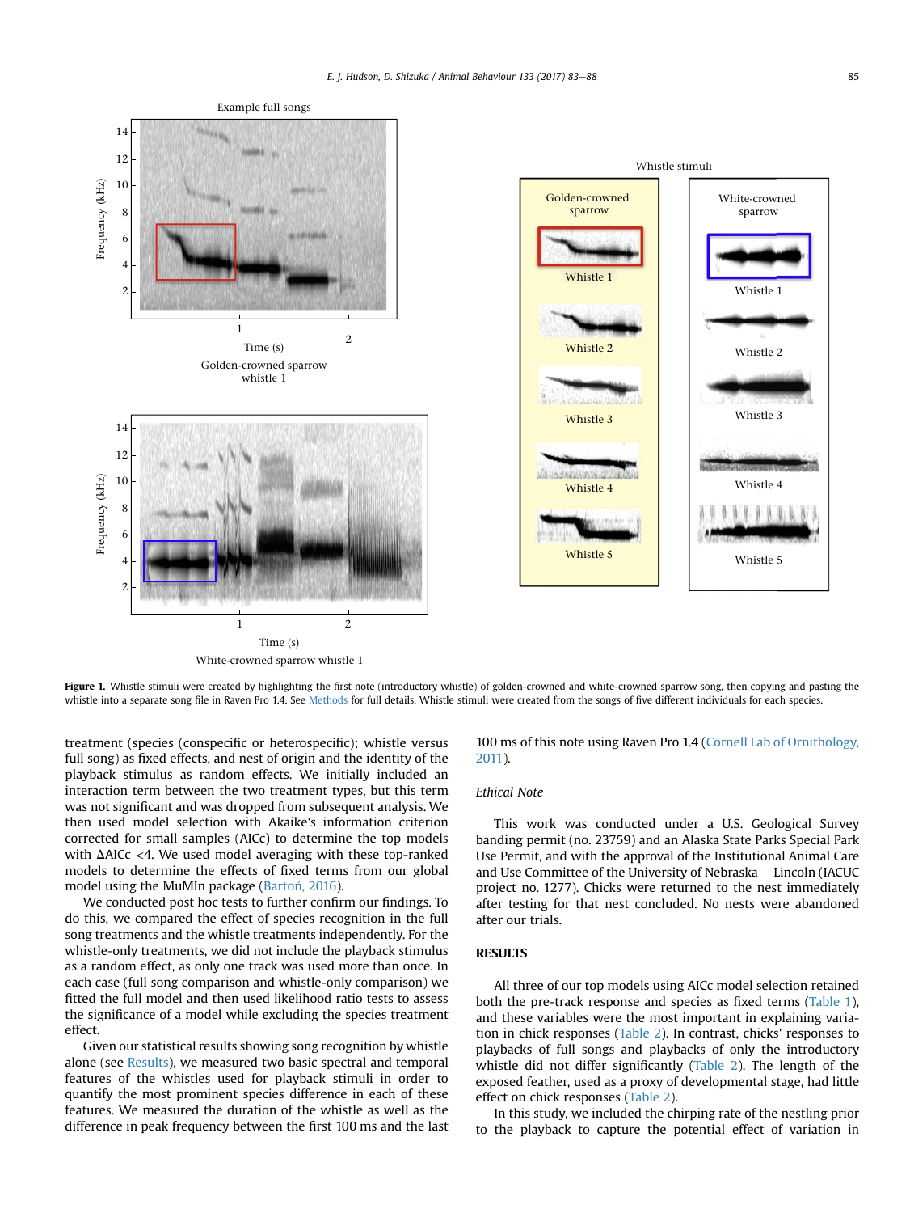Figure 1. Whistle stimuli were created by highlighting the first note (introductory whistle) of golden-crowned and white-crowned sparrow song, then copying and pasting the whistle into a separate song file in Raven Pro 1.4. See Methods for full details. Whistle stimuli were created from the songs of five different individuals for each species.

treatment (species (conspecific or heterospecific); whistle versus full song) as fixed effects, and nest of origin and the identity of the playback stimulus as random effects. We initially included an interaction term between the two treatment types, but this term was not significant and was dropped from subsequent analysis. We then used model selection with Akaike's information criterion corrected for small samples (AICc) to determine the top models with ΔAICc <4. We used model averaging with these top-ranked models to determine the effects of fixed terms from our global model using the MuMIn package (Bartoń, 2016).

We conducted post hoc tests to further confirm our findings. To do this, we compared the effect of species recognition in the full song treatments and the whistle treatments independently. For the whistle-only treatments, we did not include the playback stimulus as a random effect, as only one track was used more than once. In each case (full song comparison and whistle-only comparison) we fitted the full model and then used likelihood ratio tests to assess the significance of a model while excluding the species treatment effect.

Given our statistical results showing song recognition by whistle alone (see Results), we measured two basic spectral and temporal features of the whistles used for playback stimuli in order to quantify the most prominent species difference in each of these features. We measured the duration of the whistle as well as the difference in peak frequency between the first 100 ms and the last 100 ms of this note using Raven Pro 1.4 (Cornell Lab of Ornithology, 2011).

### Ethical Note

This work was conducted under a U.S. Geological Survey banding permit (no. 23759) and an Alaska State Parks Special Park Use Permit, and with the approval of the Institutional Animal Care and Use Committee of the University of Nebraska – Lincoln (IACUC project no. 1277). Chicks were returned to the nest immediately after testing for that nest concluded. No nests were abandoned after our trials.

## RESULTS

All three of our top models using AICc model selection retained both the pre-track response and species as fixed terms (Table 1), and these variables were the most important in explaining variation in chick responses (Table 2). In contrast, chicks' responses to playbacks of full songs and playbacks of only the introductory whistle did not differ significantly (Table 2). The length of the exposed feather, used as a proxy of developmental stage, had little effect on chick responses (Table 2).

In this study, we included the chirping rate of the nestling prior to the playback to capture the potential effect of variation in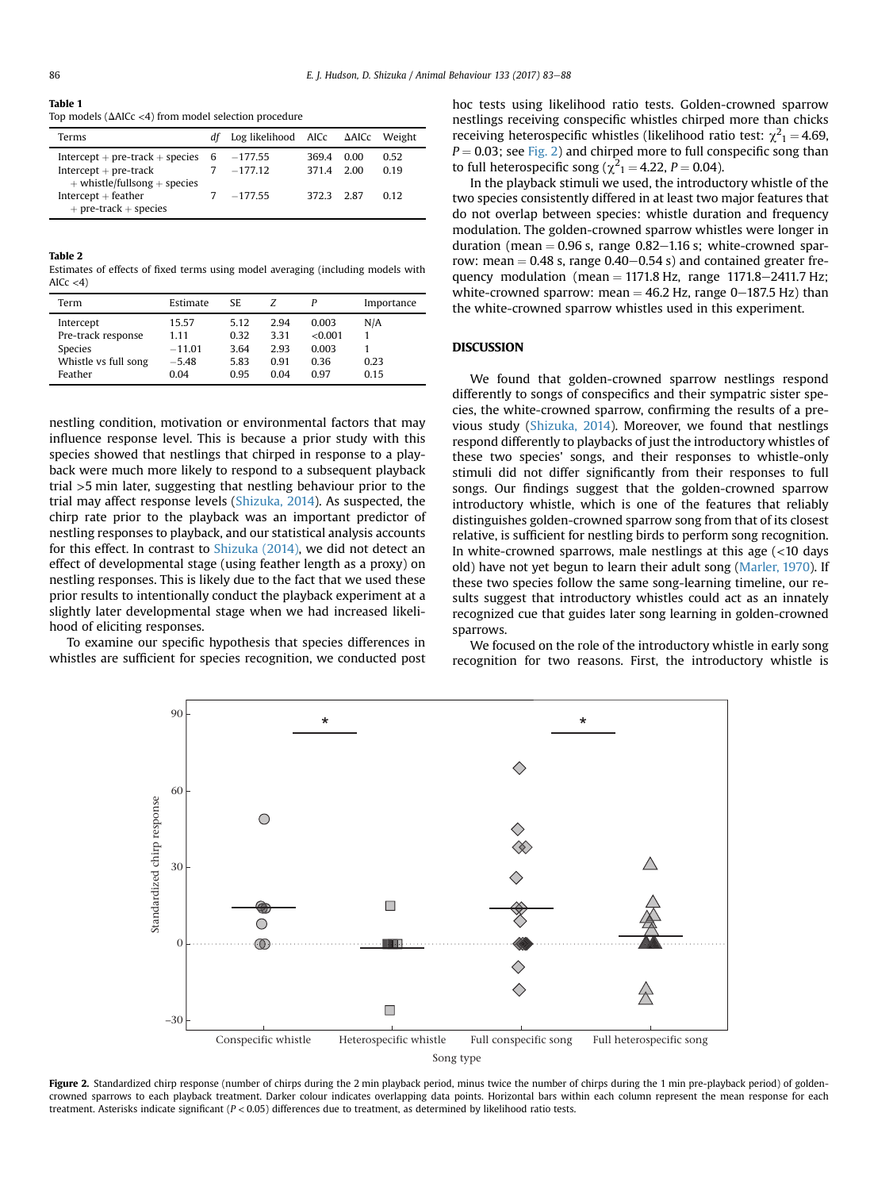**Table 1**
Top models (ΔAICc <4) from model selection procedure

| Terms | *df* | Log likelihood | AICc | ΔAICc | Weight |
|---|---|---|---|---|---|
| Intercept + pre-track + species | 6 | −177.55 | 369.4 | 0.00 | 0.52 |
| Intercept + pre-track + whistle/fullsong + species | 7 | −177.12 | 371.4 | 2.00 | 0.19 |
| Intercept + feather + pre-track + species | 7 | −177.55 | 372.3 | 2.87 | 0.12 |

**Table 2**
Estimates of effects of fixed terms using model averaging (including models with AICc <4)

| Term | Estimate | SE | *Z* | *P* | Importance |
|---|---|---|---|---|---|
| Intercept | 15.57 | 5.12 | 2.94 | 0.003 | N/A |
| Pre-track response | 1.11 | 0.32 | 3.31 | <0.001 | 1 |
| Species | −11.01 | 3.64 | 2.93 | 0.003 | 1 |
| Whistle vs full song | −5.48 | 5.83 | 0.91 | 0.36 | 0.23 |
| Feather | 0.04 | 0.95 | 0.04 | 0.97 | 0.15 |

nestling condition, motivation or environmental factors that may influence response level. This is because a prior study with this species showed that nestlings that chirped in response to a playback were much more likely to respond to a subsequent playback trial >5 min later, suggesting that nestling behaviour prior to the trial may affect response levels (Shizuka, 2014). As suspected, the chirp rate prior to the playback was an important predictor of nestling responses to playback, and our statistical analysis accounts for this effect. In contrast to Shizuka (2014), we did not detect an effect of developmental stage (using feather length as a proxy) on nestling responses. This is likely due to the fact that we used these prior results to intentionally conduct the playback experiment at a slightly later developmental stage when we had increased likelihood of eliciting responses.

To examine our specific hypothesis that species differences in whistles are sufficient for species recognition, we conducted post hoc tests using likelihood ratio tests. Golden-crowned sparrow nestlings receiving conspecific whistles chirped more than chicks receiving heterospecific whistles (likelihood ratio test: $\chi^2_1 = 4.69$, $P = 0.03$; see Fig. 2) and chirped more to full conspecific song than to full heterospecific song ($\chi^2_1 = 4.22$, $P = 0.04$).

In the playback stimuli we used, the introductory whistle of the two species consistently differed in at least two major features that do not overlap between species: whistle duration and frequency modulation. The golden-crowned sparrow whistles were longer in duration (mean = 0.96 s, range 0.82−1.16 s; white-crowned sparrow: mean = 0.48 s, range 0.40−0.54 s) and contained greater frequency modulation (mean = 1171.8 Hz, range 1171.8−2411.7 Hz; white-crowned sparrow: mean = 46.2 Hz, range 0−187.5 Hz) than the white-crowned sparrow whistles used in this experiment.

## DISCUSSION

We found that golden-crowned sparrow nestlings respond differently to songs of conspecifics and their sympatric sister species, the white-crowned sparrow, confirming the results of a previous study (Shizuka, 2014). Moreover, we found that nestlings respond differently to playbacks of just the introductory whistles of these two species' songs, and their responses to whistle-only stimuli did not differ significantly from their responses to full songs. Our findings suggest that the golden-crowned sparrow introductory whistle, which is one of the features that reliably distinguishes golden-crowned sparrow song from that of its closest relative, is sufficient for nestling birds to perform song recognition. In white-crowned sparrows, male nestlings at this age (<10 days old) have not yet begun to learn their adult song (Marler, 1970). If these two species follow the same song-learning timeline, our results suggest that introductory whistles could act as an innately recognized cue that guides later song learning in golden-crowned sparrows.

We focused on the role of the introductory whistle in early song recognition for two reasons. First, the introductory whistle is

**Figure 2.** Standardized chirp response (number of chirps during the 2 min playback period, minus twice the number of chirps during the 1 min pre-playback period) of golden-crowned sparrows to each playback treatment. Darker colour indicates overlapping data points. Horizontal bars within each column represent the mean response for each treatment. Asterisks indicate significant ($P < 0.05$) differences due to treatment, as determined by likelihood ratio tests.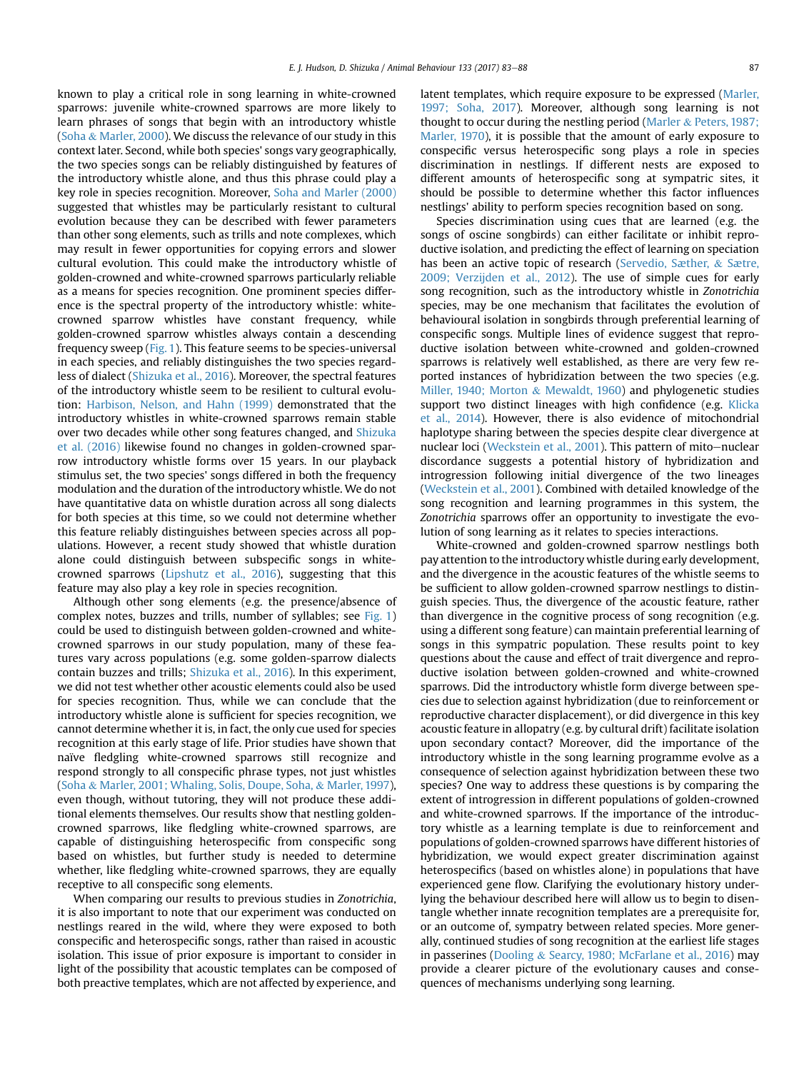known to play a critical role in song learning in white-crowned sparrows: juvenile white-crowned sparrows are more likely to learn phrases of songs that begin with an introductory whistle (Soha & Marler, 2000). We discuss the relevance of our study in this context later. Second, while both species' songs vary geographically, the two species songs can be reliably distinguished by features of the introductory whistle alone, and thus this phrase could play a key role in species recognition. Moreover, Soha and Marler (2000) suggested that whistles may be particularly resistant to cultural evolution because they can be described with fewer parameters than other song elements, such as trills and note complexes, which may result in fewer opportunities for copying errors and slower cultural evolution. This could make the introductory whistle of golden-crowned and white-crowned sparrows particularly reliable as a means for species recognition. One prominent species difference is the spectral property of the introductory whistle: white-crowned sparrow whistles have constant frequency, while golden-crowned sparrow whistles always contain a descending frequency sweep (Fig. 1). This feature seems to be species-universal in each species, and reliably distinguishes the two species regardless of dialect (Shizuka et al., 2016). Moreover, the spectral features of the introductory whistle seem to be resilient to cultural evolution: Harbison, Nelson, and Hahn (1999) demonstrated that the introductory whistles in white-crowned sparrows remain stable over two decades while other song features changed, and Shizuka et al. (2016) likewise found no changes in golden-crowned sparrow introductory whistle forms over 15 years. In our playback stimulus set, the two species' songs differed in both the frequency modulation and the duration of the introductory whistle. We do not have quantitative data on whistle duration across all song dialects for both species at this time, so we could not determine whether this feature reliably distinguishes between species across all populations. However, a recent study showed that whistle duration alone could distinguish between subspecific songs in white-crowned sparrows (Lipshutz et al., 2016), suggesting that this feature may also play a key role in species recognition.

Although other song elements (e.g. the presence/absence of complex notes, buzzes and trills, number of syllables; see Fig. 1) could be used to distinguish between golden-crowned and white-crowned sparrows in our study population, many of these features vary across populations (e.g. some golden-sparrow dialects contain buzzes and trills; Shizuka et al., 2016). In this experiment, we did not test whether other acoustic elements could also be used for species recognition. Thus, while we can conclude that the introductory whistle alone is sufficient for species recognition, we cannot determine whether it is, in fact, the only cue used for species recognition at this early stage of life. Prior studies have shown that naïve fledgling white-crowned sparrows still recognize and respond strongly to all conspecific phrase types, not just whistles (Soha & Marler, 2001; Whaling, Solis, Doupe, Soha, & Marler, 1997), even though, without tutoring, they will not produce these additional elements themselves. Our results show that nestling golden-crowned sparrows, like fledgling white-crowned sparrows, are capable of distinguishing heterospecific from conspecific song based on whistles, but further study is needed to determine whether, like fledgling white-crowned sparrows, they are equally receptive to all conspecific song elements.

When comparing our results to previous studies in *Zonotrichia*, it is also important to note that our experiment was conducted on nestlings reared in the wild, where they were exposed to both conspecific and heterospecific songs, rather than raised in acoustic isolation. This issue of prior exposure is important to consider in light of the possibility that acoustic templates can be composed of both preactive templates, which are not affected by experience, and latent templates, which require exposure to be expressed (Marler, 1997; Soha, 2017). Moreover, although song learning is not thought to occur during the nestling period (Marler & Peters, 1987; Marler, 1970), it is possible that the amount of early exposure to conspecific versus heterospecific song plays a role in species discrimination in nestlings. If different nests are exposed to different amounts of heterospecific song at sympatric sites, it should be possible to determine whether this factor influences nestlings' ability to perform species recognition based on song.

Species discrimination using cues that are learned (e.g. the songs of oscine songbirds) can either facilitate or inhibit reproductive isolation, and predicting the effect of learning on speciation has been an active topic of research (Servedio, Sæther, & Sætre, 2009; Verzijden et al., 2012). The use of simple cues for early song recognition, such as the introductory whistle in *Zonotrichia* species, may be one mechanism that facilitates the evolution of behavioural isolation in songbirds through preferential learning of conspecific songs. Multiple lines of evidence suggest that reproductive isolation between white-crowned and golden-crowned sparrows is relatively well established, as there are very few reported instances of hybridization between the two species (e.g. Miller, 1940; Morton & Mewaldt, 1960) and phylogenetic studies support two distinct lineages with high confidence (e.g. Klicka et al., 2014). However, there is also evidence of mitochondrial haplotype sharing between the species despite clear divergence at nuclear loci (Weckstein et al., 2001). This pattern of mito–nuclear discordance suggests a potential history of hybridization and introgression following initial divergence of the two lineages (Weckstein et al., 2001). Combined with detailed knowledge of the song recognition and learning programmes in this system, the *Zonotrichia* sparrows offer an opportunity to investigate the evolution of song learning as it relates to species interactions.

White-crowned and golden-crowned sparrow nestlings both pay attention to the introductory whistle during early development, and the divergence in the acoustic features of the whistle seems to be sufficient to allow golden-crowned sparrow nestlings to distinguish species. Thus, the divergence of the acoustic feature, rather than divergence in the cognitive process of song recognition (e.g. using a different song feature) can maintain preferential learning of songs in this sympatric population. These results point to key questions about the cause and effect of trait divergence and reproductive isolation between golden-crowned and white-crowned sparrows. Did the introductory whistle form diverge between species due to selection against hybridization (due to reinforcement or reproductive character displacement), or did divergence in this key acoustic feature in allopatry (e.g. by cultural drift) facilitate isolation upon secondary contact? Moreover, did the importance of the introductory whistle in the song learning programme evolve as a consequence of selection against hybridization between these two species? One way to address these questions is by comparing the extent of introgression in different populations of golden-crowned and white-crowned sparrows. If the importance of the introductory whistle as a learning template is due to reinforcement and populations of golden-crowned sparrows have different histories of hybridization, we would expect greater discrimination against heterospecifics (based on whistles alone) in populations that have experienced gene flow. Clarifying the evolutionary history underlying the behaviour described here will allow us to begin to disentangle whether innate recognition templates are a prerequisite for, or an outcome of, sympatry between related species. More generally, continued studies of song recognition at the earliest life stages in passerines (Dooling & Searcy, 1980; McFarlane et al., 2016) may provide a clearer picture of the evolutionary causes and consequences of mechanisms underlying song learning.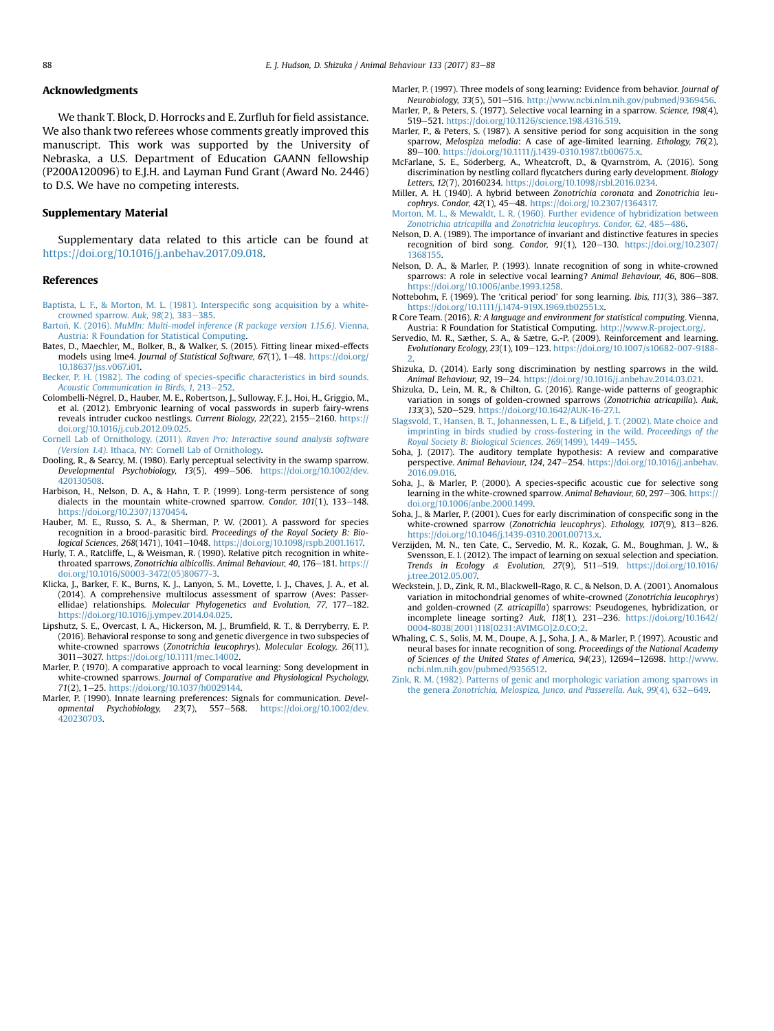## Acknowledgments

We thank T. Block, D. Horrocks and E. Zurfluh for field assistance. We also thank two referees whose comments greatly improved this manuscript. This work was supported by the University of Nebraska, a U.S. Department of Education GAANN fellowship (P200A120096) to E.J.H. and Layman Fund Grant (Award No. 2446) to D.S. We have no competing interests.

## Supplementary Material

Supplementary data related to this article can be found at https://doi.org/10.1016/j.anbehav.2017.09.018.

## References

Baptista, L. F., & Morton, M. L. (1981). Interspecific song acquisition by a white-crowned sparrow. *Auk, 98*(2), 383–385.

Bartoň, K. (2016). *MuMIn: Multi-model inference (R package version 1.15.6)*. Vienna, Austria: R Foundation for Statistical Computing.

Bates, D., Maechler, M., Bolker, B., & Walker, S. (2015). Fitting linear mixed-effects models using lme4. *Journal of Statistical Software, 67*(1), 1–48. https://doi.org/10.18637/jss.v067.i01.

Becker, P. H. (1982). The coding of species-specific characteristics in bird sounds. *Acoustic Communication in Birds, 1*, 213–252.

Colombelli-Négrel, D., Hauber, M. E., Robertson, J., Sulloway, F. J., Hoi, H., Griggio, M., et al. (2012). Embryonic learning of vocal passwords in superb fairy-wrens reveals intruder cuckoo nestlings. *Current Biology, 22*(22), 2155–2160. https://doi.org/10.1016/j.cub.2012.09.025.

Cornell Lab of Ornithology. (2011). *Raven Pro: Interactive sound analysis software (Version 1.4)*. Ithaca, NY: Cornell Lab of Ornithology.

Dooling, R., & Searcy, M. (1980). Early perceptual selectivity in the swamp sparrow. *Developmental Psychobiology, 13*(5), 499–506. https://doi.org/10.1002/dev.420130508.

Harbison, H., Nelson, D. A., & Hahn, T. P. (1999). Long-term persistence of song dialects in the mountain white-crowned sparrow. *Condor, 101*(1), 133–148. https://doi.org/10.2307/1370454.

Hauber, M. E., Russo, S. A., & Sherman, P. W. (2001). A password for species recognition in a brood-parasitic bird. *Proceedings of the Royal Society B: Biological Sciences, 268*(1471), 1041–1048. https://doi.org/10.1098/rspb.2001.1617.

Hurly, T. A., Ratcliffe, L., & Weisman, R. (1990). Relative pitch recognition in white-throated sparrows, *Zonotrichia albicollis*. *Animal Behaviour, 40*, 176–181. https://doi.org/10.1016/S0003-3472(05)80677-3.

Klicka, J., Barker, F. K., Burns, K. J., Lanyon, S. M., Lovette, I. J., Chaves, J. A., et al. (2014). A comprehensive multilocus assessment of sparrow (Aves: Passerellidae) relationships. *Molecular Phylogenetics and Evolution, 77*, 177–182. https://doi.org/10.1016/j.ympev.2014.04.025.

Lipshutz, S. E., Overcast, I. A., Hickerson, M. J., Brumfield, R. T., & Derryberry, E. P. (2016). Behavioral response to song and genetic divergence in two subspecies of white-crowned sparrows (*Zonotrichia leucophrys*). *Molecular Ecology, 26*(11), 3011–3027. https://doi.org/10.1111/mec.14002.

Marler, P. (1970). A comparative approach to vocal learning: Song development in white-crowned sparrows. *Journal of Comparative and Physiological Psychology, 71*(2), 1–25. https://doi.org/10.1037/h0029144.

Marler, P. (1990). Innate learning preferences: Signals for communication. *Developmental Psychobiology, 23*(7), 557–568. https://doi.org/10.1002/dev.420230703.

Marler, P. (1997). Three models of song learning: Evidence from behavior. *Journal of Neurobiology, 33*(5), 501–516. http://www.ncbi.nlm.nih.gov/pubmed/9369456.

Marler, P., & Peters, S. (1977). Selective vocal learning in a sparrow. *Science, 198*(4), 519–521. https://doi.org/10.1126/science.198.4316.519.

Marler, P., & Peters, S. (1987). A sensitive period for song acquisition in the song sparrow, *Melospiza melodia*: A case of age-limited learning. *Ethology, 76*(2), 89–100. https://doi.org/10.1111/j.1439-0310.1987.tb00675.x.

McFarlane, S. E., Söderberg, A., Wheatcroft, D., & Qvarnström, A. (2016). Song discrimination by nestling collard flycatchers during early development. *Biology Letters, 12*(7), 20160234. https://doi.org/10.1098/rsbl.2016.0234.

Miller, A. H. (1940). A hybrid between *Zonotrichia coronata* and *Zonotrichia leucophrys*. *Condor, 42*(1), 45–48. https://doi.org/10.2307/1364317.

Morton, M. L., & Mewaldt, L. R. (1960). Further evidence of hybridization between *Zonotrichia atricapilla* and *Zonotrichia leucophrys*. *Condor, 62*, 485–486.

Nelson, D. A. (1989). The importance of invariant and distinctive features in species recognition of bird song. *Condor, 91*(1), 120–130. https://doi.org/10.2307/1368155.

Nelson, D. A., & Marler, P. (1993). Innate recognition of song in white-crowned sparrows: A role in selective vocal learning? *Animal Behaviour, 46*, 806–808. https://doi.org/10.1006/anbe.1993.1258.

Nottebohm, F. (1969). The 'critical period' for song learning. *Ibis, 111*(3), 386–387. https://doi.org/10.1111/j.1474-919X.1969.tb02551.x.

R Core Team. (2016). *R: A language and environment for statistical computing*. Vienna, Austria: R Foundation for Statistical Computing. http://www.R-project.org/.

Servedio, M. R., Sæther, S. A., & Sætre, G.-P. (2009). Reinforcement and learning. *Evolutionary Ecology, 23*(1), 109–123. https://doi.org/10.1007/s10682-007-9188-2.

Shizuka, D. (2014). Early song discrimination by nestling sparrows in the wild. *Animal Behaviour, 92*, 19–24. https://doi.org/10.1016/j.anbehav.2014.03.021.

Shizuka, D., Lein, M. R., & Chilton, G. (2016). Range-wide patterns of geographic variation in songs of golden-crowned sparrows (*Zonotrichia atricapilla*). *Auk, 133*(3), 520–529. https://doi.org/10.1642/AUK-16-27.1.

Slagsvold, T., Hansen, B. T., Johannessen, L. E., & Lifjeld, J. T. (2002). Mate choice and imprinting in birds studied by cross-fostering in the wild. *Proceedings of the Royal Society B: Biological Sciences, 269*(1499), 1449–1455.

Soha, J. (2017). The auditory template hypothesis: A review and comparative perspective. *Animal Behaviour, 124*, 247–254. https://doi.org/10.1016/j.anbehav.2016.09.016.

Soha, J., & Marler, P. (2000). A species-specific acoustic cue for selective song learning in the white-crowned sparrow. *Animal Behaviour, 60*, 297–306. https://doi.org/10.1006/anbe.2000.1499.

Soha, J., & Marler, P. (2001). Cues for early discrimination of conspecific song in the white-crowned sparrow (*Zonotrichia leucophrys*). *Ethology, 107*(9), 813–826. https://doi.org/10.1046/j.1439-0310.2001.00713.x.

Verzijden, M. N., ten Cate, C., Servedio, M. R., Kozak, G. M., Boughman, J. W., & Svensson, E. I. (2012). The impact of learning on sexual selection and speciation. *Trends in Ecology & Evolution, 27*(9), 511–519. https://doi.org/10.1016/j.tree.2012.05.007.

Weckstein, J. D., Zink, R. M., Blackwell-Rago, R. C., & Nelson, D. A. (2001). Anomalous variation in mitochondrial genomes of white-crowned (*Zonotrichia leucophrys*) and golden-crowned (*Z. atricapilla*) sparrows: Pseudogenes, hybridization, or incomplete lineage sorting? *Auk, 118*(1), 231–236. https://doi.org/10.1642/0004-8038(2001)118[0231:AVIMGO]2.0.CO;2.

Whaling, C. S., Solis, M. M., Doupe, A. J., Soha, J. A., & Marler, P. (1997). Acoustic and neural bases for innate recognition of song. *Proceedings of the National Academy of Sciences of the United States of America, 94*(23), 12694–12698. http://www.ncbi.nlm.nih.gov/pubmed/9356512.

Zink, R. M. (1982). Patterns of genic and morphologic variation among sparrows in the genera *Zonotrichia, Melospiza, Junco, and Passerella*. *Auk, 99*(4), 632–649.